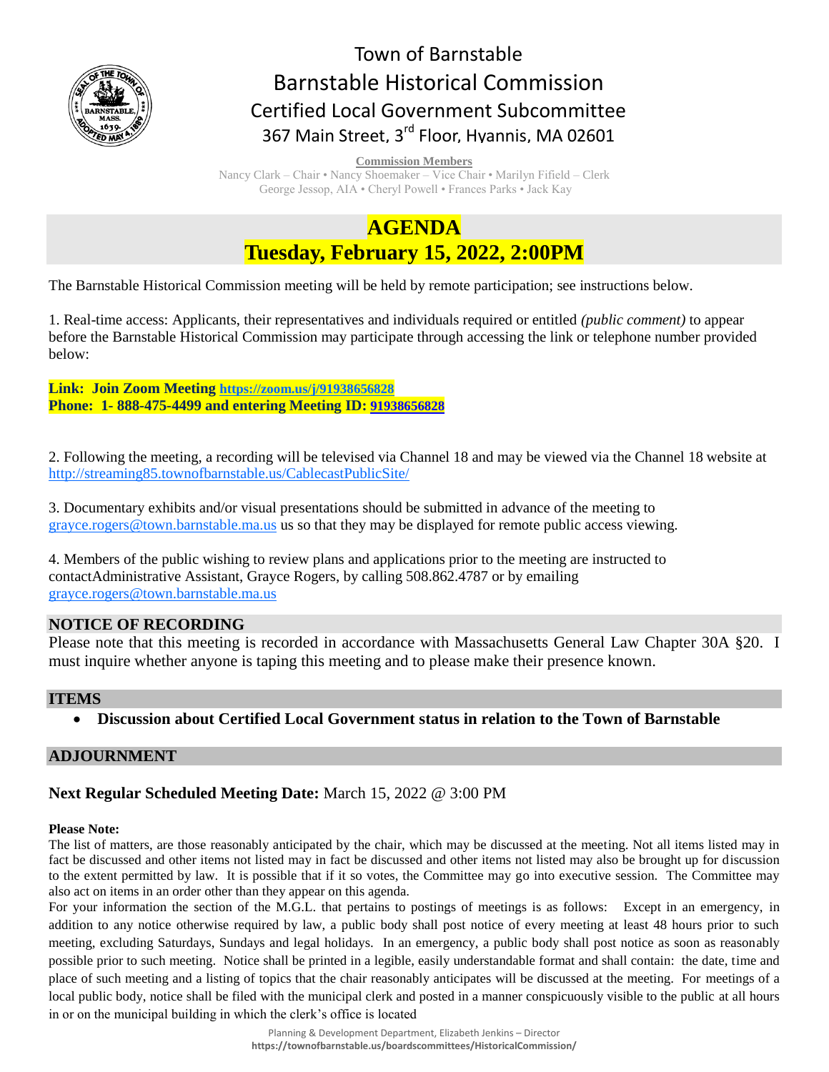# Town of Barnstable
# Barnstable Historical Commission
## Certified Local Government Subcommittee
### 367 Main Street, 3rd Floor, Hyannis, MA 02601

**Commission Members**
Nancy Clark – Chair • Nancy Shoemaker – Vice Chair • Marilyn Fifield – Clerk
George Jessop, AIA • Cheryl Powell • Frances Parks • Jack Kay

# AGENDA
## Tuesday, February 15, 2022, 2:00PM

The Barnstable Historical Commission meeting will be held by remote participation; see instructions below.

1. Real-time access: Applicants, their representatives and individuals required or entitled *(public comment)* to appear before the Barnstable Historical Commission may participate through accessing the link or telephone number provided below:

**Link: Join Zoom Meeting https://zoom.us/j/91938656828**
**Phone: 1- 888-475-4499 and entering Meeting ID: 91938656828**

2. Following the meeting, a recording will be televised via Channel 18 and may be viewed via the Channel 18 website at http://streaming85.townofbarnstable.us/CablecastPublicSite/

3. Documentary exhibits and/or visual presentations should be submitted in advance of the meeting to grayce.rogers@town.barnstable.ma.us us so that they may be displayed for remote public access viewing.

4. Members of the public wishing to review plans and applications prior to the meeting are instructed to contactAdministrative Assistant, Grayce Rogers, by calling 508.862.4787 or by emailing grayce.rogers@town.barnstable.ma.us

## NOTICE OF RECORDING

Please note that this meeting is recorded in accordance with Massachusetts General Law Chapter 30A §20. I must inquire whether anyone is taping this meeting and to please make their presence known.

## ITEMS

- **Discussion about Certified Local Government status in relation to the Town of Barnstable**

## ADJOURNMENT

**Next Regular Scheduled Meeting Date:** March 15, 2022 @ 3:00 PM

**Please Note:**
The list of matters, are those reasonably anticipated by the chair, which may be discussed at the meeting. Not all items listed may in fact be discussed and other items not listed may in fact be discussed and other items not listed may also be brought up for discussion to the extent permitted by law. It is possible that if it so votes, the Committee may go into executive session. The Committee may also act on items in an order other than they appear on this agenda.
For your information the section of the M.G.L. that pertains to postings of meetings is as follows: Except in an emergency, in addition to any notice otherwise required by law, a public body shall post notice of every meeting at least 48 hours prior to such meeting, excluding Saturdays, Sundays and legal holidays. In an emergency, a public body shall post notice as soon as reasonably possible prior to such meeting. Notice shall be printed in a legible, easily understandable format and shall contain: the date, time and place of such meeting and a listing of topics that the chair reasonably anticipates will be discussed at the meeting. For meetings of a local public body, notice shall be filed with the municipal clerk and posted in a manner conspicuously visible to the public at all hours in or on the municipal building in which the clerk's office is located

Planning & Development Department, Elizabeth Jenkins – Director
**https://townofbarnstable.us/boardscommittees/HistoricalCommission/**